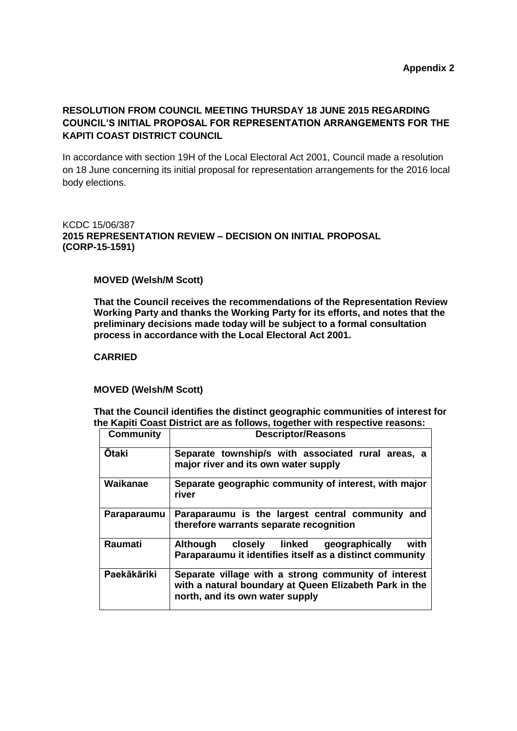**Appendix 2**

**RESOLUTION FROM COUNCIL MEETING THURSDAY 18 JUNE 2015 REGARDING COUNCIL'S INITIAL PROPOSAL FOR REPRESENTATION ARRANGEMENTS FOR THE KAPITI COAST DISTRICT COUNCIL**

In accordance with section 19H of the Local Electoral Act 2001, Council made a resolution on 18 June concerning its initial proposal for representation arrangements for the 2016 local body elections.

KCDC 15/06/387
**2015 REPRESENTATION REVIEW – DECISION ON INITIAL PROPOSAL (CORP-15-1591)**

**MOVED (Welsh/M Scott)**

**That the Council receives the recommendations of the Representation Review Working Party and thanks the Working Party for its efforts, and notes that the preliminary decisions made today will be subject to a formal consultation process in accordance with the Local Electoral Act 2001.**

**CARRIED**

**MOVED (Welsh/M Scott)**

**That the Council identifies the distinct geographic communities of interest for the Kapiti Coast District are as follows, together with respective reasons:**

| Community | Descriptor/Reasons |
|---|---|
| **Ōtaki** | **Separate township/s with associated rural areas, a major river and its own water supply** |
| **Waikanae** | **Separate geographic community of interest, with major river** |
| **Paraparaumu** | **Paraparaumu is the largest central community and therefore warrants separate recognition** |
| **Raumati** | **Although closely linked geographically with Paraparaumu it identifies itself as a distinct community** |
| **Paekākāriki** | **Separate village with a strong community of interest with a natural boundary at Queen Elizabeth Park in the north, and its own water supply** |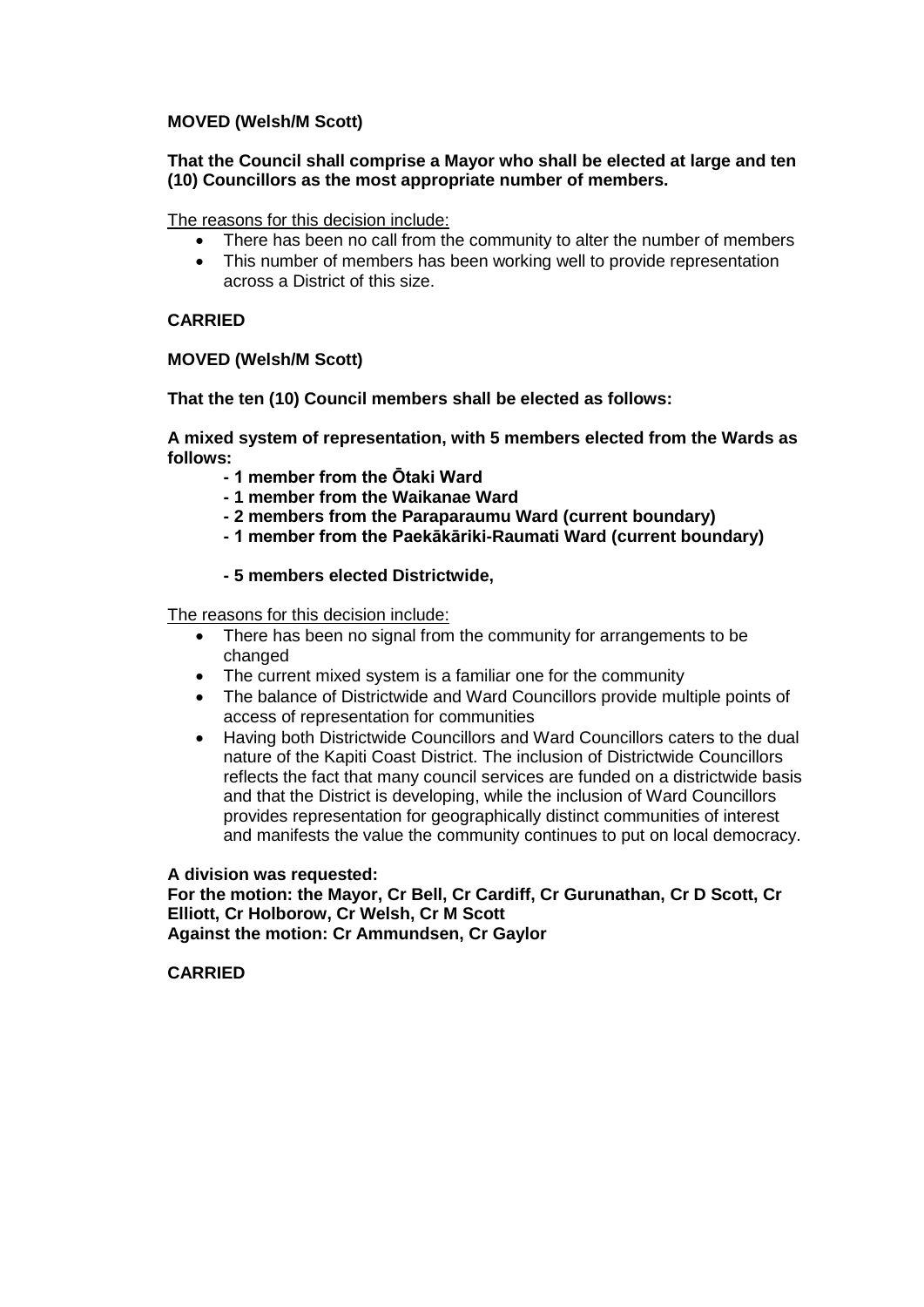**MOVED (Welsh/M Scott)**

**That the Council shall comprise a Mayor who shall be elected at large and ten (10) Councillors as the most appropriate number of members.**

<u>The reasons for this decision include:</u>

- There has been no call from the community to alter the number of members
- This number of members has been working well to provide representation across a District of this size.

**CARRIED**

**MOVED (Welsh/M Scott)**

**That the ten (10) Council members shall be elected as follows:**

**A mixed system of representation, with 5 members elected from the Wards as follows:**

- **1 member from the Ōtaki Ward**
- **1 member from the Waikanae Ward**
- **2 members from the Paraparaumu Ward (current boundary)**
- **1 member from the Paekākāriki-Raumati Ward (current boundary)**

- **5 members elected Districtwide,**

<u>The reasons for this decision include:</u>

- There has been no signal from the community for arrangements to be changed
- The current mixed system is a familiar one for the community
- The balance of Districtwide and Ward Councillors provide multiple points of access of representation for communities
- Having both Districtwide Councillors and Ward Councillors caters to the dual nature of the Kapiti Coast District. The inclusion of Districtwide Councillors reflects the fact that many council services are funded on a districtwide basis and that the District is developing, while the inclusion of Ward Councillors provides representation for geographically distinct communities of interest and manifests the value the community continues to put on local democracy.

**A division was requested:**
**For the motion: the Mayor, Cr Bell, Cr Cardiff, Cr Gurunathan, Cr D Scott, Cr Elliott, Cr Holborow, Cr Welsh, Cr M Scott**
**Against the motion: Cr Ammundsen, Cr Gaylor**

**CARRIED**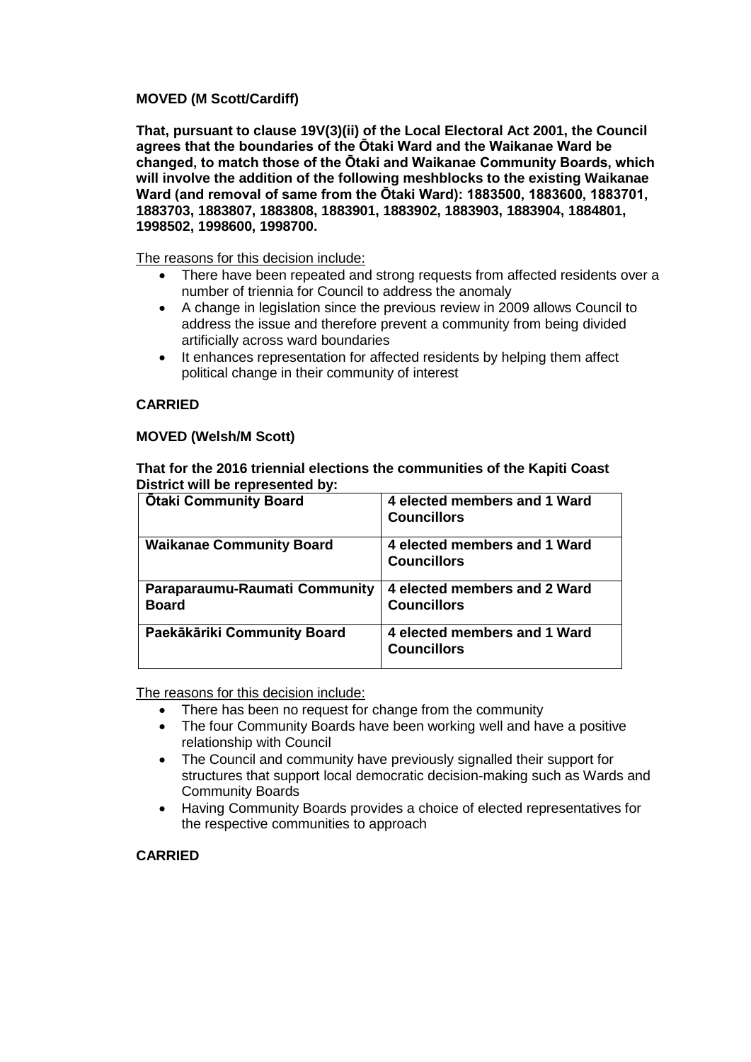**MOVED (M Scott/Cardiff)**

**That, pursuant to clause 19V(3)(ii) of the Local Electoral Act 2001, the Council agrees that the boundaries of the Ōtaki Ward and the Waikanae Ward be changed, to match those of the Ōtaki and Waikanae Community Boards, which will involve the addition of the following meshblocks to the existing Waikanae Ward (and removal of same from the Ōtaki Ward): 1883500, 1883600, 1883701, 1883703, 1883807, 1883808, 1883901, 1883902, 1883903, 1883904, 1884801, 1998502, 1998600, 1998700.**

The reasons for this decision include:

- There have been repeated and strong requests from affected residents over a number of triennia for Council to address the anomaly
- A change in legislation since the previous review in 2009 allows Council to address the issue and therefore prevent a community from being divided artificially across ward boundaries
- It enhances representation for affected residents by helping them affect political change in their community of interest

**CARRIED**

**MOVED (Welsh/M Scott)**

**That for the 2016 triennial elections the communities of the Kapiti Coast District will be represented by:**

| | |
|---|---|
| **Ōtaki Community Board** | **4 elected members and 1 Ward Councillors** |
| **Waikanae Community Board** | **4 elected members and 1 Ward Councillors** |
| **Paraparaumu-Raumati Community Board** | **4 elected members and 2 Ward Councillors** |
| **Paekākāriki Community Board** | **4 elected members and 1 Ward Councillors** |

The reasons for this decision include:

- There has been no request for change from the community
- The four Community Boards have been working well and have a positive relationship with Council
- The Council and community have previously signalled their support for structures that support local democratic decision-making such as Wards and Community Boards
- Having Community Boards provides a choice of elected representatives for the respective communities to approach

**CARRIED**